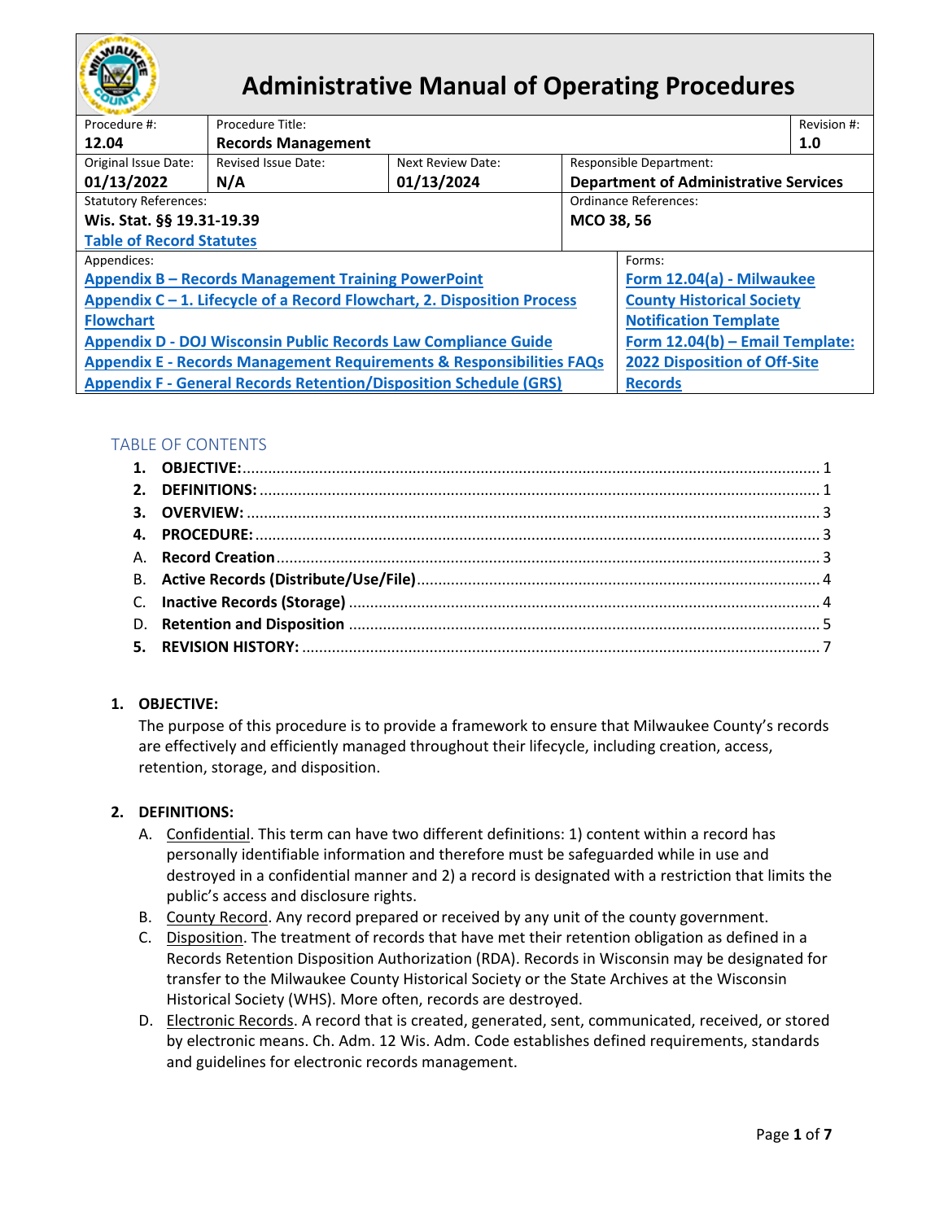# Administrative Manual of Operating Procedures

| Procedure #: | Procedure Title: | | | Revision #: |
|---|---|---|---|---|
| **12.04** | **Records Management** | | | **1.0** |
| Original Issue Date: **01/13/2022** | Revised Issue Date: **N/A** | Next Review Date: **01/13/2024** | Responsible Department: **Department of Administrative Services** | |
| Statutory References: **Wis. Stat. §§ 19.31-19.39** [Table of Record Statutes] | | | Ordinance References: **MCO 38, 56** | |
| Appendices: **Appendix B – Records Management Training PowerPoint**; **Appendix C – 1. Lifecycle of a Record Flowchart, 2. Disposition Process Flowchart**; **Appendix D - DOJ Wisconsin Public Records Law Compliance Guide**; **Appendix E - Records Management Requirements & Responsibilities FAQs**; **Appendix F - General Records Retention/Disposition Schedule (GRS)** | | | Forms: **Form 12.04(a) - Milwaukee County Historical Society Notification Template**; **Form 12.04(b) – Email Template: 2022 Disposition of Off-Site Records** | |

## TABLE OF CONTENTS

1. **OBJECTIVE:** ..... 1
2. **DEFINITIONS:** ..... 1
3. **OVERVIEW:** ..... 3
4. **PROCEDURE:** ..... 3
   - A. **Record Creation** ..... 3
   - B. **Active Records (Distribute/Use/File)** ..... 4
   - C. **Inactive Records (Storage)** ..... 4
   - D. **Retention and Disposition** ..... 5
5. **REVISION HISTORY:** ..... 7

## 1. OBJECTIVE:

The purpose of this procedure is to provide a framework to ensure that Milwaukee County's records are effectively and efficiently managed throughout their lifecycle, including creation, access, retention, storage, and disposition.

## 2. DEFINITIONS:

A. Confidential. This term can have two different definitions: 1) content within a record has personally identifiable information and therefore must be safeguarded while in use and destroyed in a confidential manner and 2) a record is designated with a restriction that limits the public's access and disclosure rights.

B. County Record. Any record prepared or received by any unit of the county government.

C. Disposition. The treatment of records that have met their retention obligation as defined in a Records Retention Disposition Authorization (RDA). Records in Wisconsin may be designated for transfer to the Milwaukee County Historical Society or the State Archives at the Wisconsin Historical Society (WHS). More often, records are destroyed.

D. Electronic Records. A record that is created, generated, sent, communicated, received, or stored by electronic means. Ch. Adm. 12 Wis. Adm. Code establishes defined requirements, standards and guidelines for electronic records management.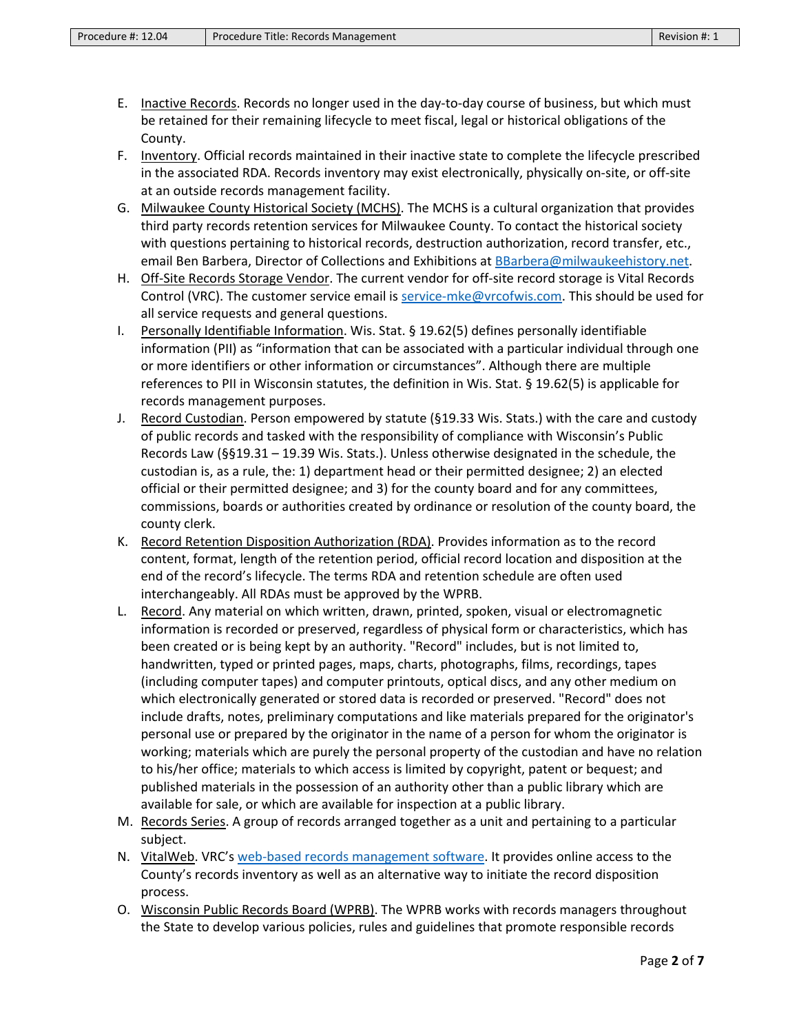E. Inactive Records. Records no longer used in the day-to-day course of business, but which must be retained for their remaining lifecycle to meet fiscal, legal or historical obligations of the County.
F. Inventory. Official records maintained in their inactive state to complete the lifecycle prescribed in the associated RDA. Records inventory may exist electronically, physically on-site, or off-site at an outside records management facility.
G. Milwaukee County Historical Society (MCHS). The MCHS is a cultural organization that provides third party records retention services for Milwaukee County. To contact the historical society with questions pertaining to historical records, destruction authorization, record transfer, etc., email Ben Barbera, Director of Collections and Exhibitions at BBarbera@milwaukeehistory.net.
H. Off-Site Records Storage Vendor. The current vendor for off-site record storage is Vital Records Control (VRC). The customer service email is service-mke@vrcofwis.com. This should be used for all service requests and general questions.
I. Personally Identifiable Information. Wis. Stat. § 19.62(5) defines personally identifiable information (PII) as "information that can be associated with a particular individual through one or more identifiers or other information or circumstances". Although there are multiple references to PII in Wisconsin statutes, the definition in Wis. Stat. § 19.62(5) is applicable for records management purposes.
J. Record Custodian. Person empowered by statute (§19.33 Wis. Stats.) with the care and custody of public records and tasked with the responsibility of compliance with Wisconsin's Public Records Law (§§19.31 – 19.39 Wis. Stats.). Unless otherwise designated in the schedule, the custodian is, as a rule, the: 1) department head or their permitted designee; 2) an elected official or their permitted designee; and 3) for the county board and for any committees, commissions, boards or authorities created by ordinance or resolution of the county board, the county clerk.
K. Record Retention Disposition Authorization (RDA). Provides information as to the record content, format, length of the retention period, official record location and disposition at the end of the record's lifecycle. The terms RDA and retention schedule are often used interchangeably. All RDAs must be approved by the WPRB.
L. Record. Any material on which written, drawn, printed, spoken, visual or electromagnetic information is recorded or preserved, regardless of physical form or characteristics, which has been created or is being kept by an authority. "Record" includes, but is not limited to, handwritten, typed or printed pages, maps, charts, photographs, films, recordings, tapes (including computer tapes) and computer printouts, optical discs, and any other medium on which electronically generated or stored data is recorded or preserved. "Record" does not include drafts, notes, preliminary computations and like materials prepared for the originator's personal use or prepared by the originator in the name of a person for whom the originator is working; materials which are purely the personal property of the custodian and have no relation to his/her office; materials to which access is limited by copyright, patent or bequest; and published materials in the possession of an authority other than a public library which are available for sale, or which are available for inspection at a public library.
M. Records Series. A group of records arranged together as a unit and pertaining to a particular subject.
N. VitalWeb. VRC's web-based records management software. It provides online access to the County's records inventory as well as an alternative way to initiate the record disposition process.
O. Wisconsin Public Records Board (WPRB). The WPRB works with records managers throughout the State to develop various policies, rules and guidelines that promote responsible records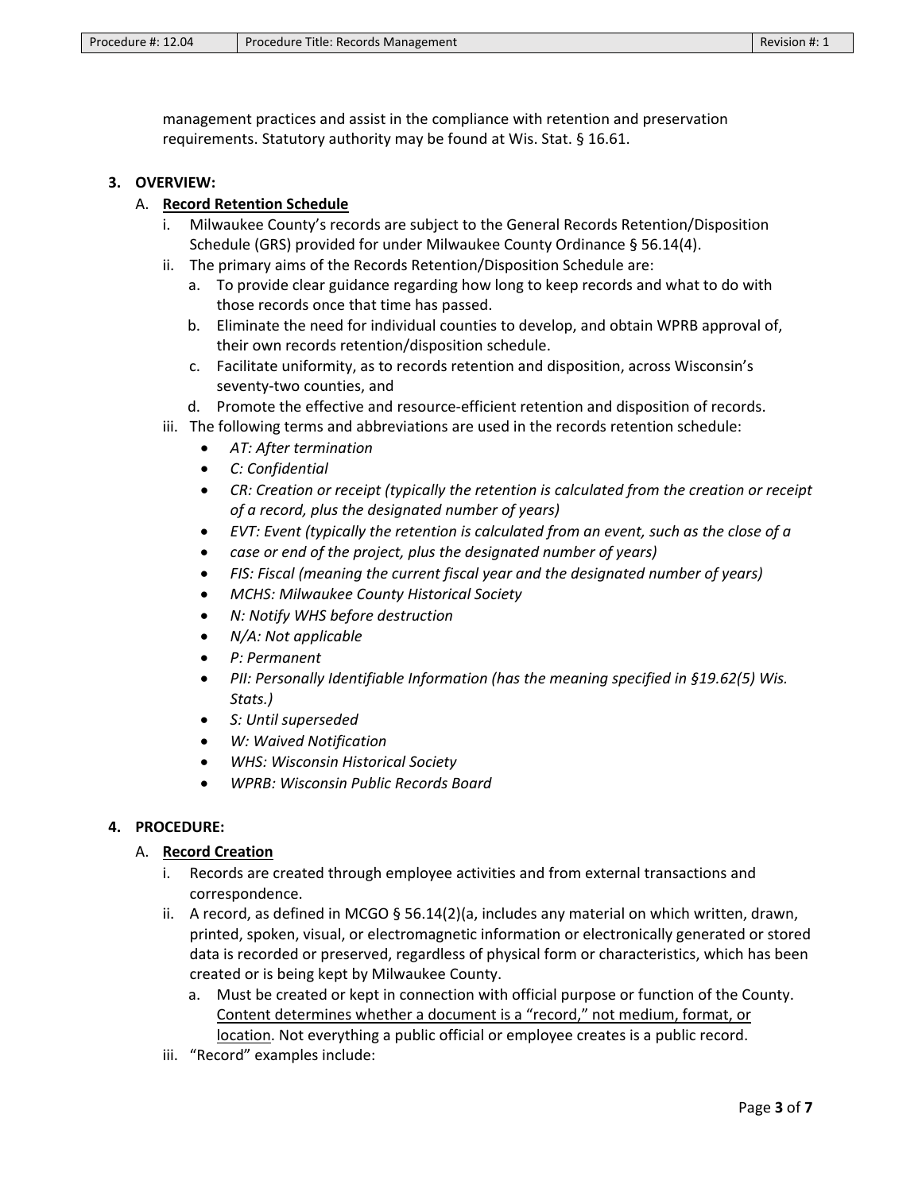management practices and assist in the compliance with retention and preservation requirements. Statutory authority may be found at Wis. Stat. § 16.61.

**3. OVERVIEW:**

A. **<u>Record Retention Schedule</u>**

i. Milwaukee County's records are subject to the General Records Retention/Disposition Schedule (GRS) provided for under Milwaukee County Ordinance § 56.14(4).

ii. The primary aims of the Records Retention/Disposition Schedule are:

a. To provide clear guidance regarding how long to keep records and what to do with those records once that time has passed.

b. Eliminate the need for individual counties to develop, and obtain WPRB approval of, their own records retention/disposition schedule.

c. Facilitate uniformity, as to records retention and disposition, across Wisconsin's seventy-two counties, and

d. Promote the effective and resource-efficient retention and disposition of records.

iii. The following terms and abbreviations are used in the records retention schedule:

- *AT: After termination*
- *C: Confidential*
- *CR: Creation or receipt (typically the retention is calculated from the creation or receipt of a record, plus the designated number of years)*
- *EVT: Event (typically the retention is calculated from an event, such as the close of a*
- *case or end of the project, plus the designated number of years)*
- *FIS: Fiscal (meaning the current fiscal year and the designated number of years)*
- *MCHS: Milwaukee County Historical Society*
- *N: Notify WHS before destruction*
- *N/A: Not applicable*
- *P: Permanent*
- *PII: Personally Identifiable Information (has the meaning specified in §19.62(5) Wis. Stats.)*
- *S: Until superseded*
- *W: Waived Notification*
- *WHS: Wisconsin Historical Society*
- *WPRB: Wisconsin Public Records Board*

**4. PROCEDURE:**

A. **<u>Record Creation</u>**

i. Records are created through employee activities and from external transactions and correspondence.

ii. A record, as defined in MCGO § 56.14(2)(a, includes any material on which written, drawn, printed, spoken, visual, or electromagnetic information or electronically generated or stored data is recorded or preserved, regardless of physical form or characteristics, which has been created or is being kept by Milwaukee County.

a. Must be created or kept in connection with official purpose or function of the County. <u>Content determines whether a document is a "record," not medium, format, or location</u>. Not everything a public official or employee creates is a public record.

iii. "Record" examples include: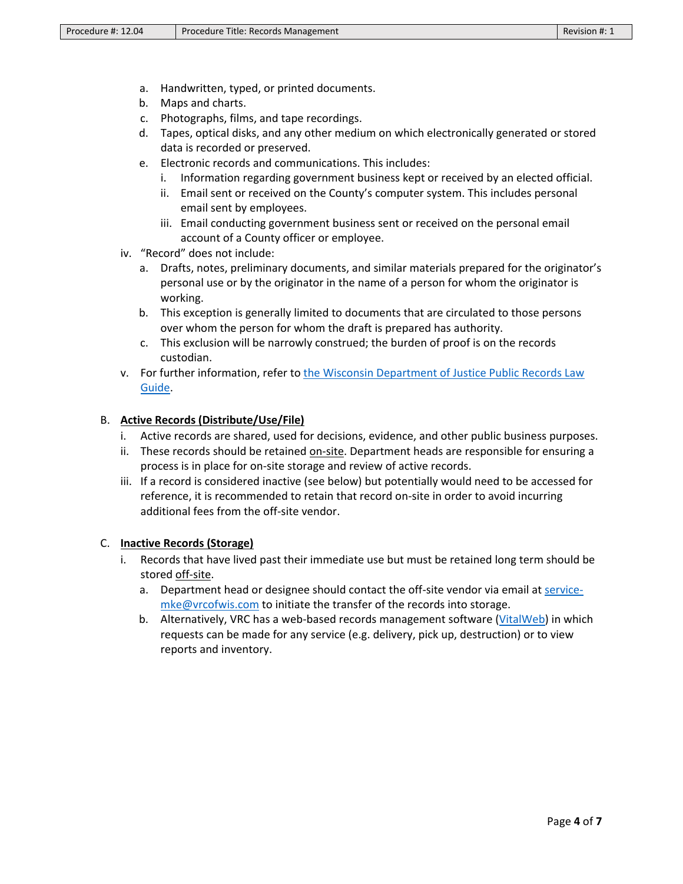a. Handwritten, typed, or printed documents.
   b. Maps and charts.
   c. Photographs, films, and tape recordings.
   d. Tapes, optical disks, and any other medium on which electronically generated or stored data is recorded or preserved.
   e. Electronic records and communications. This includes:
      i. Information regarding government business kept or received by an elected official.
      ii. Email sent or received on the County's computer system. This includes personal email sent by employees.
      iii. Email conducting government business sent or received on the personal email account of a County officer or employee.

iv. "Record" does not include:
   a. Drafts, notes, preliminary documents, and similar materials prepared for the originator's personal use or by the originator in the name of a person for whom the originator is working.
   b. This exception is generally limited to documents that are circulated to those persons over whom the person for whom the draft is prepared has authority.
   c. This exclusion will be narrowly construed; the burden of proof is on the records custodian.

v. For further information, refer to [the Wisconsin Department of Justice Public Records Law Guide](#).

B. **Active Records (Distribute/Use/File)**

   i. Active records are shared, used for decisions, evidence, and other public business purposes.
   ii. These records should be retained on-site. Department heads are responsible for ensuring a process is in place for on-site storage and review of active records.
   iii. If a record is considered inactive (see below) but potentially would need to be accessed for reference, it is recommended to retain that record on-site in order to avoid incurring additional fees from the off-site vendor.

C. **Inactive Records (Storage)**

   i. Records that have lived past their immediate use but must be retained long term should be stored off-site.
      a. Department head or designee should contact the off-site vendor via email at service-mke@vrcofwis.com to initiate the transfer of the records into storage.
      b. Alternatively, VRC has a web-based records management software (VitalWeb) in which requests can be made for any service (e.g. delivery, pick up, destruction) or to view reports and inventory.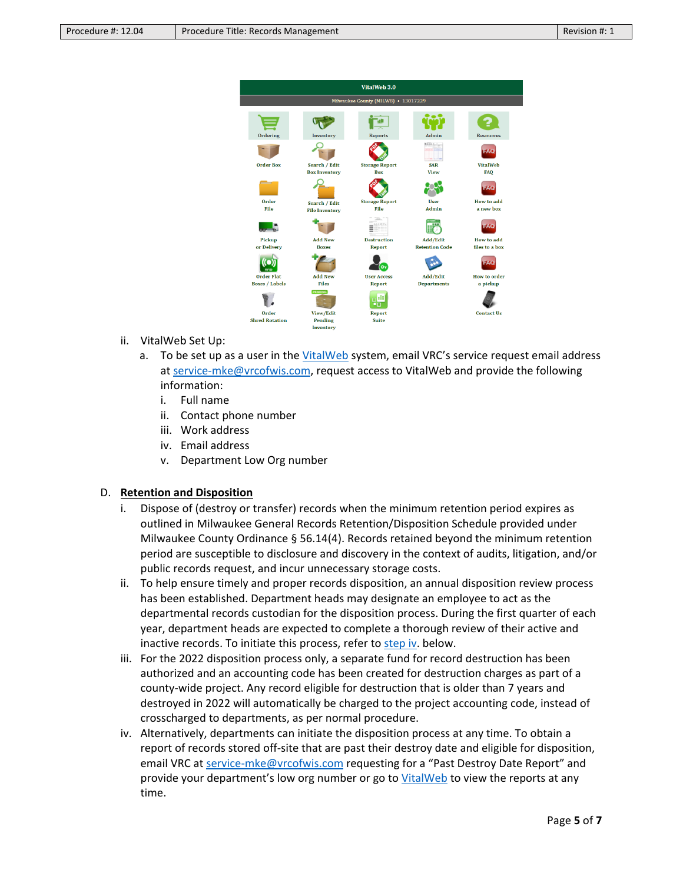ii. VitalWeb Set Up:

a. To be set up as a user in the VitalWeb system, email VRC's service request email address at service-mke@vrcofwis.com, request access to VitalWeb and provide the following information:

   i. Full name
   ii. Contact phone number
   iii. Work address
   iv. Email address
   v. Department Low Org number

D. **Retention and Disposition**

i. Dispose of (destroy or transfer) records when the minimum retention period expires as outlined in Milwaukee General Records Retention/Disposition Schedule provided under Milwaukee County Ordinance § 56.14(4). Records retained beyond the minimum retention period are susceptible to disclosure and discovery in the context of audits, litigation, and/or public records request, and incur unnecessary storage costs.

ii. To help ensure timely and proper records disposition, an annual disposition review process has been established. Department heads may designate an employee to act as the departmental records custodian for the disposition process. During the first quarter of each year, department heads are expected to complete a thorough review of their active and inactive records. To initiate this process, refer to step iv. below.

iii. For the 2022 disposition process only, a separate fund for record destruction has been authorized and an accounting code has been created for destruction charges as part of a county-wide project. Any record eligible for destruction that is older than 7 years and destroyed in 2022 will automatically be charged to the project accounting code, instead of crosscharged to departments, as per normal procedure.

iv. Alternatively, departments can initiate the disposition process at any time. To obtain a report of records stored off-site that are past their destroy date and eligible for disposition, email VRC at service-mke@vrcofwis.com requesting for a "Past Destroy Date Report" and provide your department's low org number or go to VitalWeb to view the reports at any time.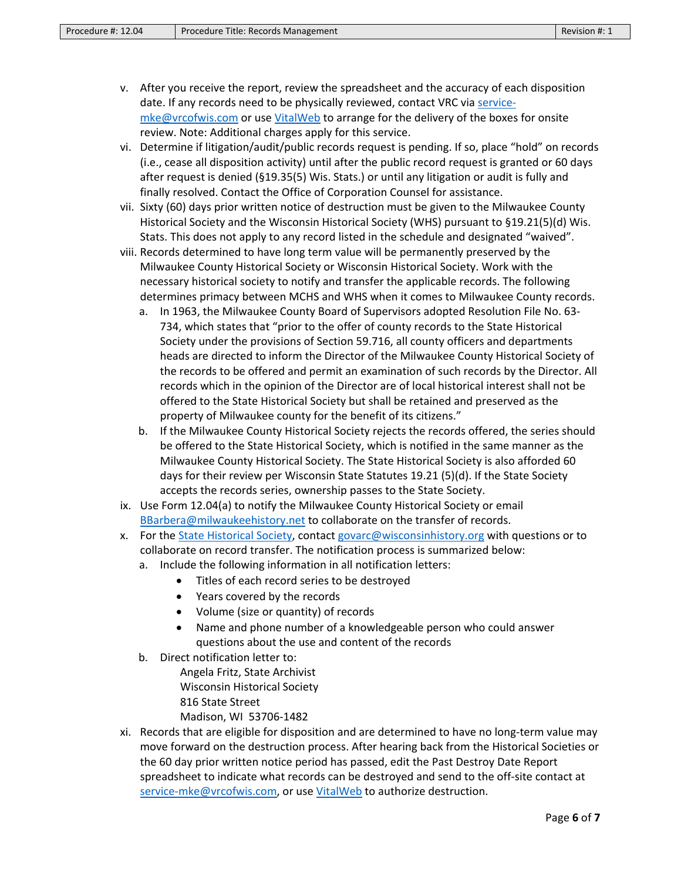v. After you receive the report, review the spreadsheet and the accuracy of each disposition date. If any records need to be physically reviewed, contact VRC via service-mke@vrcofwis.com or use VitalWeb to arrange for the delivery of the boxes for onsite review. Note: Additional charges apply for this service.

vi. Determine if litigation/audit/public records request is pending. If so, place "hold" on records (i.e., cease all disposition activity) until after the public record request is granted or 60 days after request is denied (§19.35(5) Wis. Stats.) or until any litigation or audit is fully and finally resolved. Contact the Office of Corporation Counsel for assistance.

vii. Sixty (60) days prior written notice of destruction must be given to the Milwaukee County Historical Society and the Wisconsin Historical Society (WHS) pursuant to §19.21(5)(d) Wis. Stats. This does not apply to any record listed in the schedule and designated "waived".

viii. Records determined to have long term value will be permanently preserved by the Milwaukee County Historical Society or Wisconsin Historical Society. Work with the necessary historical society to notify and transfer the applicable records. The following determines primacy between MCHS and WHS when it comes to Milwaukee County records.

   a. In 1963, the Milwaukee County Board of Supervisors adopted Resolution File No. 63-734, which states that "prior to the offer of county records to the State Historical Society under the provisions of Section 59.716, all county officers and departments heads are directed to inform the Director of the Milwaukee County Historical Society of the records to be offered and permit an examination of such records by the Director. All records which in the opinion of the Director are of local historical interest shall not be offered to the State Historical Society but shall be retained and preserved as the property of Milwaukee county for the benefit of its citizens."

   b. If the Milwaukee County Historical Society rejects the records offered, the series should be offered to the State Historical Society, which is notified in the same manner as the Milwaukee County Historical Society. The State Historical Society is also afforded 60 days for their review per Wisconsin State Statutes 19.21 (5)(d). If the State Society accepts the records series, ownership passes to the State Society.

ix. Use Form 12.04(a) to notify the Milwaukee County Historical Society or email BBarbera@milwaukeehistory.net to collaborate on the transfer of records.

x. For the State Historical Society, contact govarc@wisconsinhistory.org with questions or to collaborate on record transfer. The notification process is summarized below:

   a. Include the following information in all notification letters:
      - Titles of each record series to be destroyed
      - Years covered by the records
      - Volume (size or quantity) of records
      - Name and phone number of a knowledgeable person who could answer questions about the use and content of the records

   b. Direct notification letter to:

      Angela Fritz, State Archivist
      Wisconsin Historical Society
      816 State Street
      Madison, WI 53706-1482

xi. Records that are eligible for disposition and are determined to have no long-term value may move forward on the destruction process. After hearing back from the Historical Societies or the 60 day prior written notice period has passed, edit the Past Destroy Date Report spreadsheet to indicate what records can be destroyed and send to the off-site contact at service-mke@vrcofwis.com, or use VitalWeb to authorize destruction.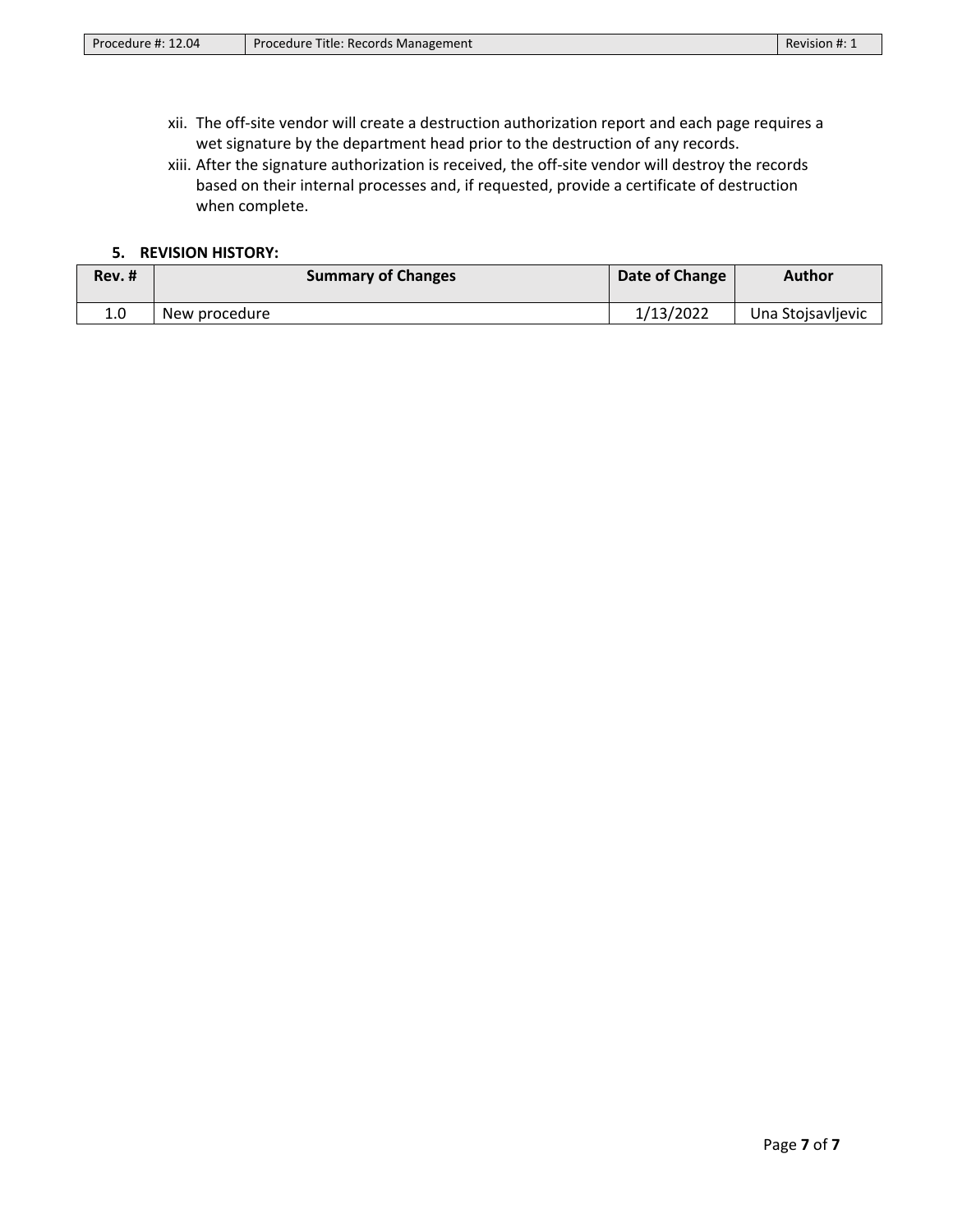xii. The off-site vendor will create a destruction authorization report and each page requires a wet signature by the department head prior to the destruction of any records.

xiii. After the signature authorization is received, the off-site vendor will destroy the records based on their internal processes and, if requested, provide a certificate of destruction when complete.

### 5. REVISION HISTORY:

| Rev. # | Summary of Changes | Date of Change | Author |
|---|---|---|---|
| 1.0 | New procedure | 1/13/2022 | Una Stojsavljevic |